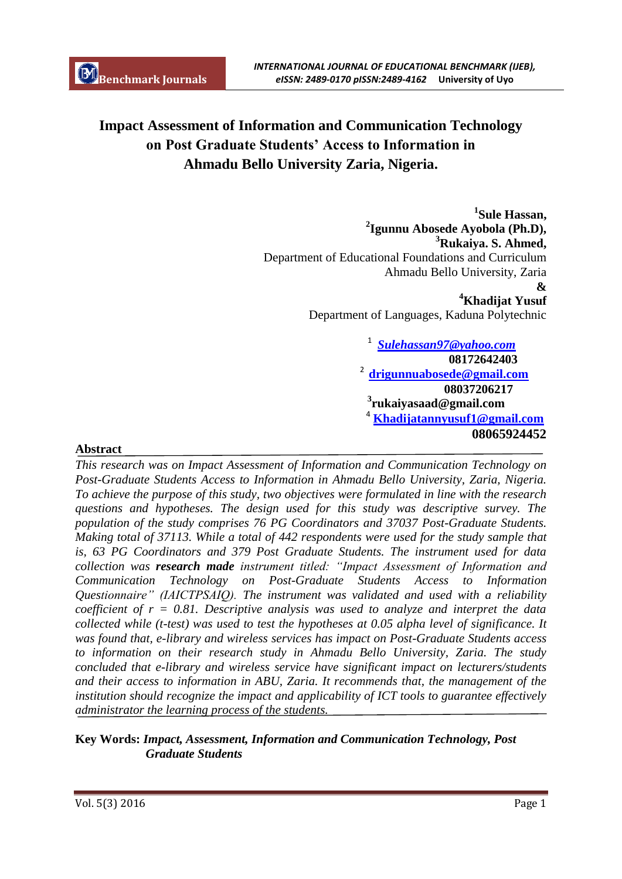# Impact Assessment of Information and Communication Technology on Post Graduate Students' Access to Information in Ahmadu Bello University Zaria, Nigeria.

**[1]Sule Hassan,**
**[2]Igunnu Abosede Ayobola (Ph.D),**
**[3]Rukaiya. S. Ahmed,**
Department of Educational Foundations and Curriculum
Ahmadu Bello University, Zaria
**&**
**[4]Khadijat Yusuf**
Department of Languages, Kaduna Polytechnic

[1] *Sulehassan97@yahoo.com*
**08172642403**
[2] **drigunnuabosede@gmail.com**
**08037206217**
[3]**rukaiyasaad@gmail.com**
[4] **Khadijatannyusuf1@gmail.com**
**08065924452**

## Abstract

*This research was on Impact Assessment of Information and Communication Technology on Post-Graduate Students Access to Information in Ahmadu Bello University, Zaria, Nigeria. To achieve the purpose of this study, two objectives were formulated in line with the research questions and hypotheses. The design used for this study was descriptive survey. The population of the study comprises 76 PG Coordinators and 37037 Post-Graduate Students. Making total of 37113. While a total of 442 respondents were used for the study sample that is, 63 PG Coordinators and 379 Post Graduate Students. The instrument used for data collection was* ***research made*** *instrument titled: "Impact Assessment of Information and Communication Technology on Post-Graduate Students Access to Information Questionnaire" (IAICTPSAIQ). The instrument was validated and used with a reliability coefficient of r = 0.81. Descriptive analysis was used to analyze and interpret the data collected while (t-test) was used to test the hypotheses at 0.05 alpha level of significance. It was found that, e-library and wireless services has impact on Post-Graduate Students access to information on their research study in Ahmadu Bello University, Zaria. The study concluded that e-library and wireless service have significant impact on lecturers/students and their access to information in ABU, Zaria. It recommends that, the management of the institution should recognize the impact and applicability of ICT tools to guarantee effectively administrator the learning process of the students.*

**Key Words:** ***Impact, Assessment, Information and Communication Technology, Post Graduate Students***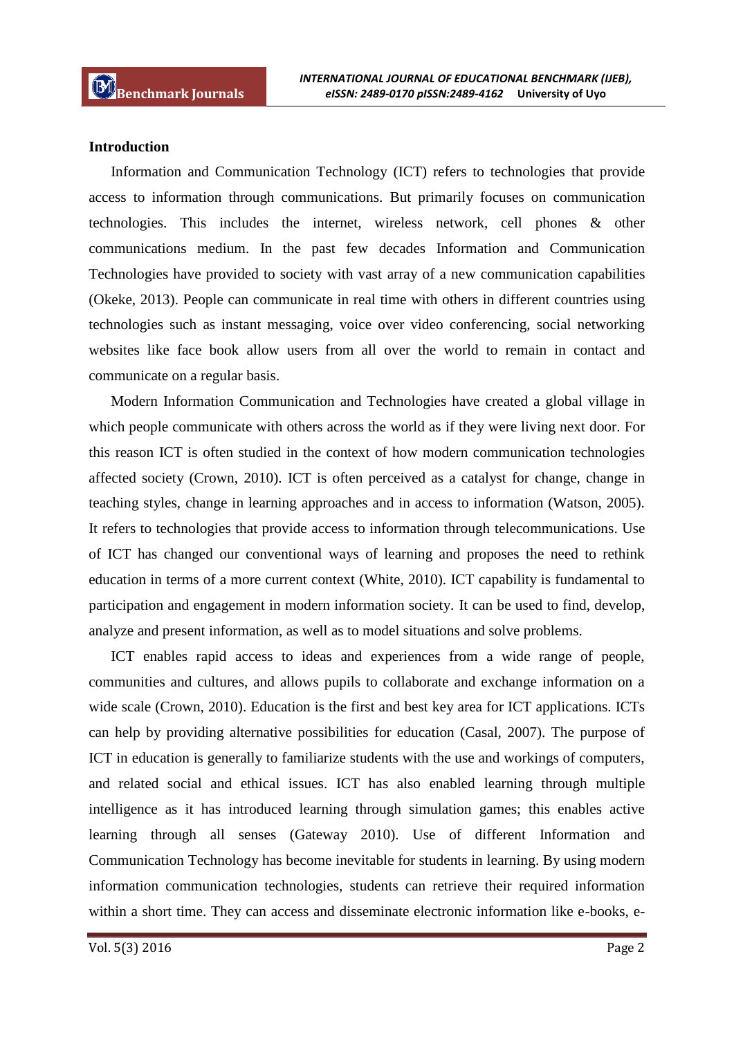## Introduction

Information and Communication Technology (ICT) refers to technologies that provide access to information through communications. But primarily focuses on communication technologies. This includes the internet, wireless network, cell phones & other communications medium. In the past few decades Information and Communication Technologies have provided to society with vast array of a new communication capabilities (Okeke, 2013). People can communicate in real time with others in different countries using technologies such as instant messaging, voice over video conferencing, social networking websites like face book allow users from all over the world to remain in contact and communicate on a regular basis.

Modern Information Communication and Technologies have created a global village in which people communicate with others across the world as if they were living next door. For this reason ICT is often studied in the context of how modern communication technologies affected society (Crown, 2010). ICT is often perceived as a catalyst for change, change in teaching styles, change in learning approaches and in access to information (Watson, 2005). It refers to technologies that provide access to information through telecommunications. Use of ICT has changed our conventional ways of learning and proposes the need to rethink education in terms of a more current context (White, 2010). ICT capability is fundamental to participation and engagement in modern information society. It can be used to find, develop, analyze and present information, as well as to model situations and solve problems.

ICT enables rapid access to ideas and experiences from a wide range of people, communities and cultures, and allows pupils to collaborate and exchange information on a wide scale (Crown, 2010). Education is the first and best key area for ICT applications. ICTs can help by providing alternative possibilities for education (Casal, 2007). The purpose of ICT in education is generally to familiarize students with the use and workings of computers, and related social and ethical issues. ICT has also enabled learning through multiple intelligence as it has introduced learning through simulation games; this enables active learning through all senses (Gateway 2010). Use of different Information and Communication Technology has become inevitable for students in learning. By using modern information communication technologies, students can retrieve their required information within a short time. They can access and disseminate electronic information like e-books, e-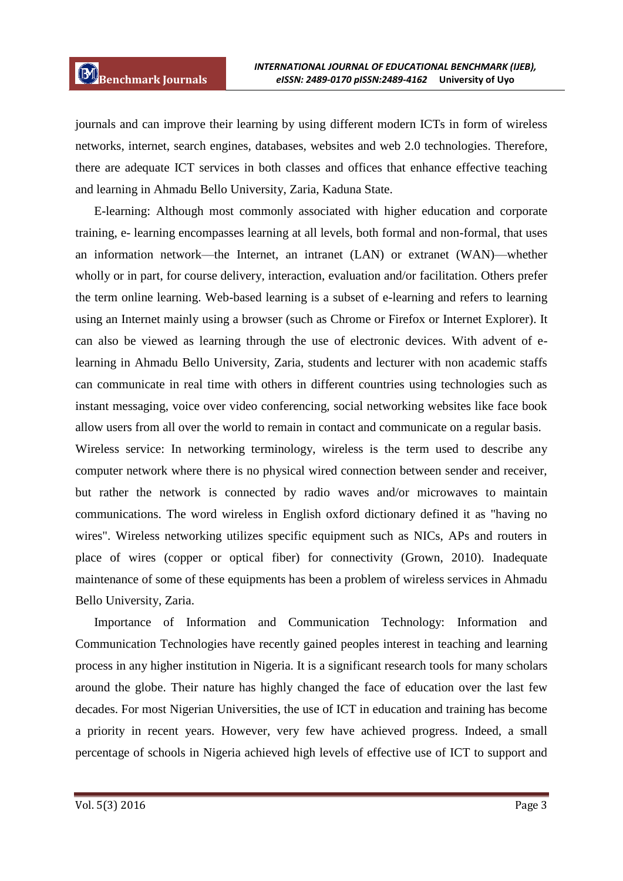journals and can improve their learning by using different modern ICTs in form of wireless networks, internet, search engines, databases, websites and web 2.0 technologies. Therefore, there are adequate ICT services in both classes and offices that enhance effective teaching and learning in Ahmadu Bello University, Zaria, Kaduna State.

E-learning: Although most commonly associated with higher education and corporate training, e- learning encompasses learning at all levels, both formal and non-formal, that uses an information network—the Internet, an intranet (LAN) or extranet (WAN)—whether wholly or in part, for course delivery, interaction, evaluation and/or facilitation. Others prefer the term online learning. Web-based learning is a subset of e-learning and refers to learning using an Internet mainly using a browser (such as Chrome or Firefox or Internet Explorer). It can also be viewed as learning through the use of electronic devices. With advent of e-learning in Ahmadu Bello University, Zaria, students and lecturer with non academic staffs can communicate in real time with others in different countries using technologies such as instant messaging, voice over video conferencing, social networking websites like face book allow users from all over the world to remain in contact and communicate on a regular basis.

Wireless service: In networking terminology, wireless is the term used to describe any computer network where there is no physical wired connection between sender and receiver, but rather the network is connected by radio waves and/or microwaves to maintain communications. The word wireless in English oxford dictionary defined it as "having no wires". Wireless networking utilizes specific equipment such as NICs, APs and routers in place of wires (copper or optical fiber) for connectivity (Grown, 2010). Inadequate maintenance of some of these equipments has been a problem of wireless services in Ahmadu Bello University, Zaria.

Importance of Information and Communication Technology: Information and Communication Technologies have recently gained peoples interest in teaching and learning process in any higher institution in Nigeria. It is a significant research tools for many scholars around the globe. Their nature has highly changed the face of education over the last few decades. For most Nigerian Universities, the use of ICT in education and training has become a priority in recent years. However, very few have achieved progress. Indeed, a small percentage of schools in Nigeria achieved high levels of effective use of ICT to support and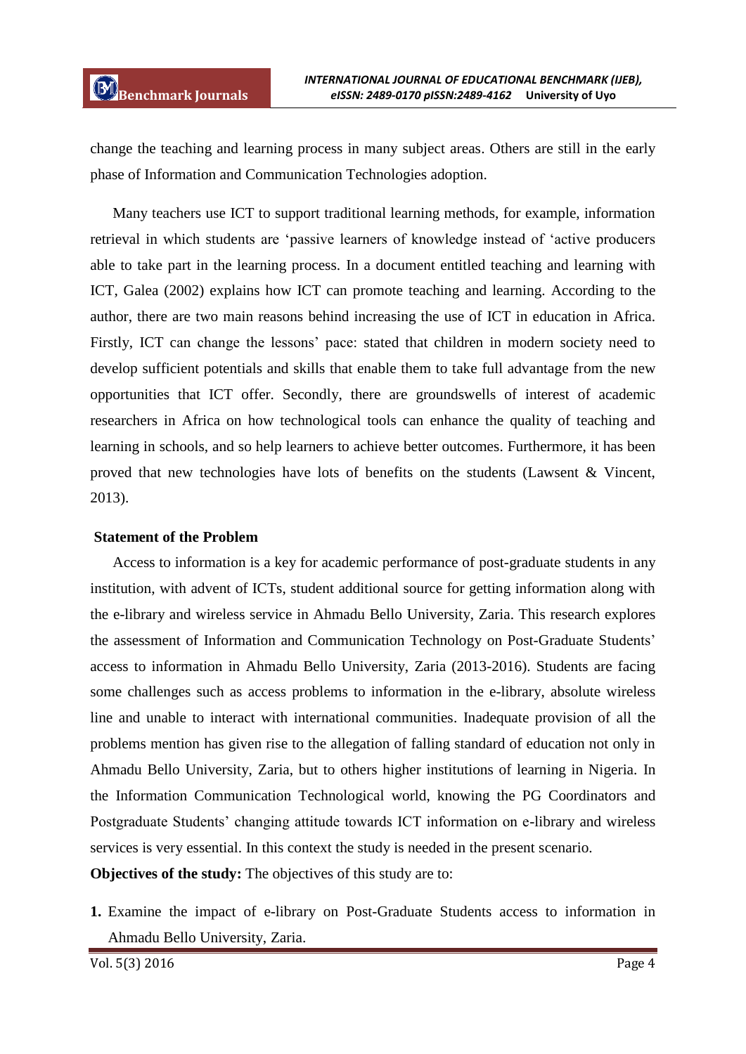change the teaching and learning process in many subject areas. Others are still in the early phase of Information and Communication Technologies adoption.

Many teachers use ICT to support traditional learning methods, for example, information retrieval in which students are 'passive learners of knowledge instead of 'active producers able to take part in the learning process. In a document entitled teaching and learning with ICT, Galea (2002) explains how ICT can promote teaching and learning. According to the author, there are two main reasons behind increasing the use of ICT in education in Africa. Firstly, ICT can change the lessons' pace: stated that children in modern society need to develop sufficient potentials and skills that enable them to take full advantage from the new opportunities that ICT offer. Secondly, there are groundswells of interest of academic researchers in Africa on how technological tools can enhance the quality of teaching and learning in schools, and so help learners to achieve better outcomes. Furthermore, it has been proved that new technologies have lots of benefits on the students (Lawsent & Vincent, 2013).

**Statement of the Problem**

Access to information is a key for academic performance of post-graduate students in any institution, with advent of ICTs, student additional source for getting information along with the e-library and wireless service in Ahmadu Bello University, Zaria. This research explores the assessment of Information and Communication Technology on Post-Graduate Students' access to information in Ahmadu Bello University, Zaria (2013-2016). Students are facing some challenges such as access problems to information in the e-library, absolute wireless line and unable to interact with international communities. Inadequate provision of all the problems mention has given rise to the allegation of falling standard of education not only in Ahmadu Bello University, Zaria, but to others higher institutions of learning in Nigeria. In the Information Communication Technological world, knowing the PG Coordinators and Postgraduate Students' changing attitude towards ICT information on e-library and wireless services is very essential. In this context the study is needed in the present scenario.

**Objectives of the study:** The objectives of this study are to:

1. Examine the impact of e-library on Post-Graduate Students access to information in Ahmadu Bello University, Zaria.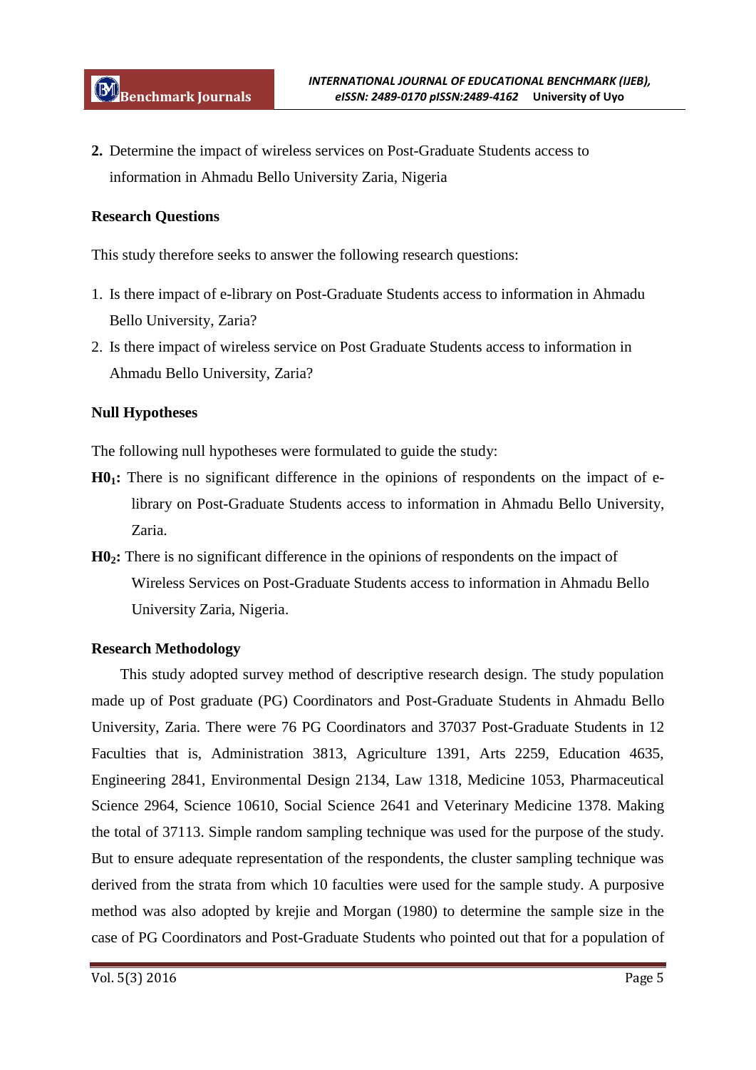2. Determine the impact of wireless services on Post-Graduate Students access to information in Ahmadu Bello University Zaria, Nigeria

**Research Questions**

This study therefore seeks to answer the following research questions:

1. Is there impact of e-library on Post-Graduate Students access to information in Ahmadu Bello University, Zaria?
2. Is there impact of wireless service on Post Graduate Students access to information in Ahmadu Bello University, Zaria?

**Null Hypotheses**

The following null hypotheses were formulated to guide the study:

**$H0_1$:** There is no significant difference in the opinions of respondents on the impact of e-library on Post-Graduate Students access to information in Ahmadu Bello University, Zaria.

**$H0_2$:** There is no significant difference in the opinions of respondents on the impact of Wireless Services on Post-Graduate Students access to information in Ahmadu Bello University Zaria, Nigeria.

**Research Methodology**

This study adopted survey method of descriptive research design. The study population made up of Post graduate (PG) Coordinators and Post-Graduate Students in Ahmadu Bello University, Zaria. There were 76 PG Coordinators and 37037 Post-Graduate Students in 12 Faculties that is, Administration 3813, Agriculture 1391, Arts 2259, Education 4635, Engineering 2841, Environmental Design 2134, Law 1318, Medicine 1053, Pharmaceutical Science 2964, Science 10610, Social Science 2641 and Veterinary Medicine 1378. Making the total of 37113. Simple random sampling technique was used for the purpose of the study. But to ensure adequate representation of the respondents, the cluster sampling technique was derived from the strata from which 10 faculties were used for the sample study. A purposive method was also adopted by krejie and Morgan (1980) to determine the sample size in the case of PG Coordinators and Post-Graduate Students who pointed out that for a population of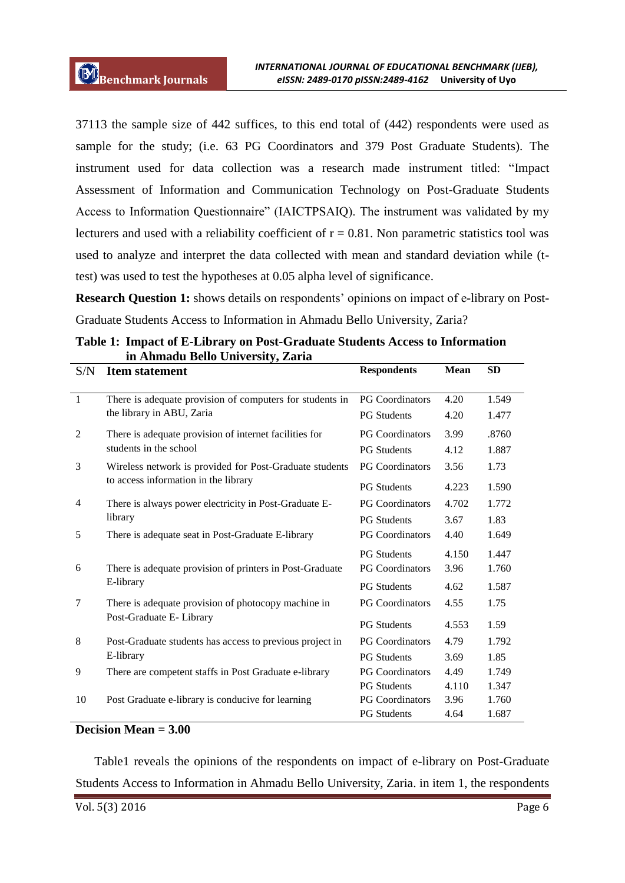37113 the sample size of 442 suffices, to this end total of (442) respondents were used as sample for the study; (i.e. 63 PG Coordinators and 379 Post Graduate Students). The instrument used for data collection was a research made instrument titled: "Impact Assessment of Information and Communication Technology on Post-Graduate Students Access to Information Questionnaire" (IAICTPSAIQ). The instrument was validated by my lecturers and used with a reliability coefficient of r = 0.81. Non parametric statistics tool was used to analyze and interpret the data collected with mean and standard deviation while (t-test) was used to test the hypotheses at 0.05 alpha level of significance.

**Research Question 1:** shows details on respondents' opinions on impact of e-library on Post-Graduate Students Access to Information in Ahmadu Bello University, Zaria?

**Table 1: Impact of E-Library on Post-Graduate Students Access to Information in Ahmadu Bello University, Zaria**

| S/N | Item statement | Respondents | Mean | SD |
|---|---|---|---|---|
| 1 | There is adequate provision of computers for students in the library in ABU, Zaria | PG Coordinators | 4.20 | 1.549 |
| | | PG Students | 4.20 | 1.477 |
| 2 | There is adequate provision of internet facilities for students in the school | PG Coordinators | 3.99 | .8760 |
| | | PG Students | 4.12 | 1.887 |
| 3 | Wireless network is provided for Post-Graduate students to access information in the library | PG Coordinators | 3.56 | 1.73 |
| | | PG Students | 4.223 | 1.590 |
| 4 | There is always power electricity in Post-Graduate E-library | PG Coordinators | 4.702 | 1.772 |
| | | PG Students | 3.67 | 1.83 |
| 5 | There is adequate seat in Post-Graduate E-library | PG Coordinators | 4.40 | 1.649 |
| | | PG Students | 4.150 | 1.447 |
| 6 | There is adequate provision of printers in Post-Graduate E-library | PG Coordinators | 3.96 | 1.760 |
| | | PG Students | 4.62 | 1.587 |
| 7 | There is adequate provision of photocopy machine in Post-Graduate E- Library | PG Coordinators | 4.55 | 1.75 |
| | | PG Students | 4.553 | 1.59 |
| 8 | Post-Graduate students has access to previous project in E-library | PG Coordinators | 4.79 | 1.792 |
| | | PG Students | 3.69 | 1.85 |
| 9 | There are competent staffs in Post Graduate e-library | PG Coordinators | 4.49 | 1.749 |
| | | PG Students | 4.110 | 1.347 |
| 10 | Post Graduate e-library is conducive for learning | PG Coordinators | 3.96 | 1.760 |
| | | PG Students | 4.64 | 1.687 |

**Decision Mean = 3.00**

Table1 reveals the opinions of the respondents on impact of e-library on Post-Graduate Students Access to Information in Ahmadu Bello University, Zaria. in item 1, the respondents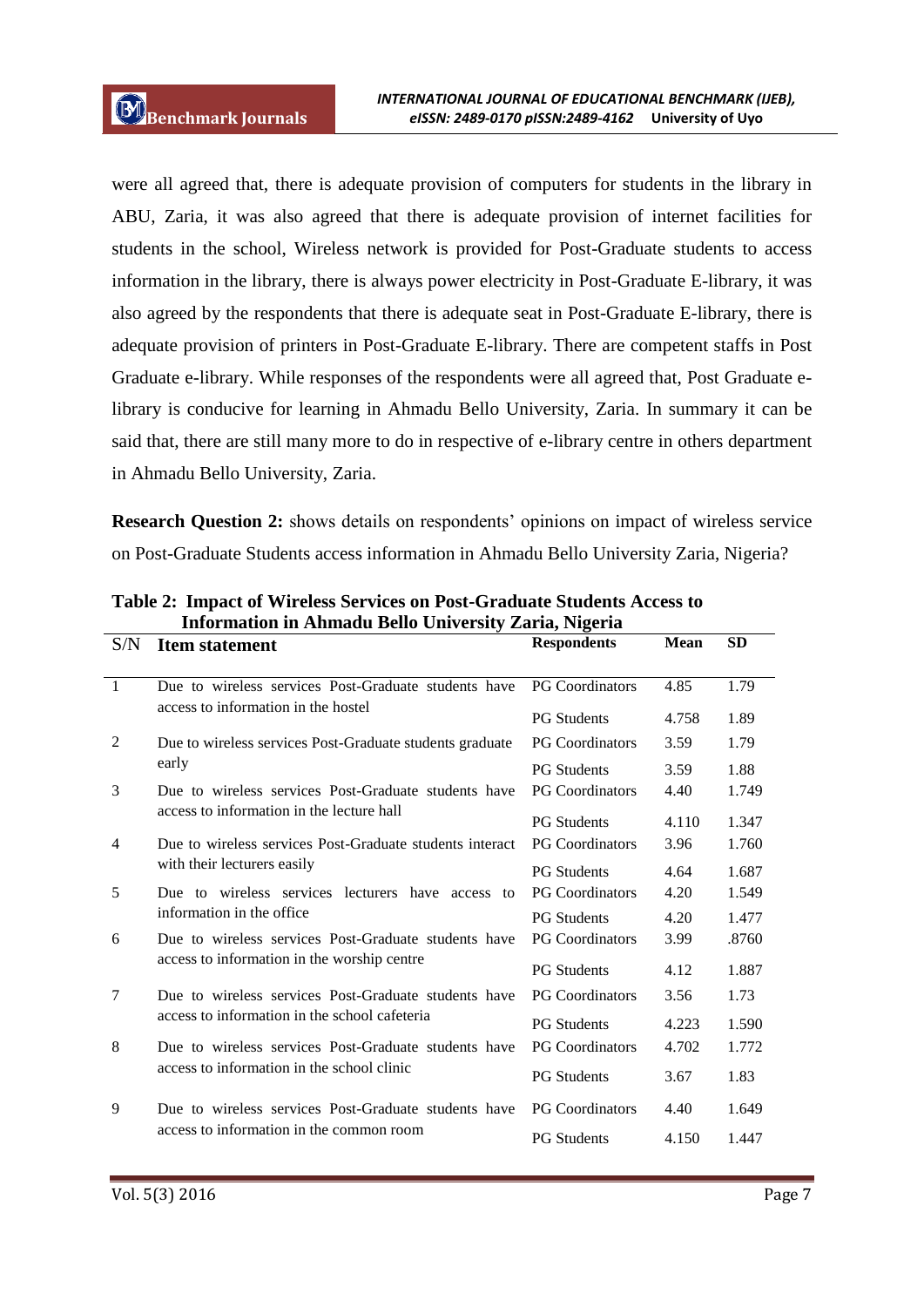were all agreed that, there is adequate provision of computers for students in the library in ABU, Zaria, it was also agreed that there is adequate provision of internet facilities for students in the school, Wireless network is provided for Post-Graduate students to access information in the library, there is always power electricity in Post-Graduate E-library, it was also agreed by the respondents that there is adequate seat in Post-Graduate E-library, there is adequate provision of printers in Post-Graduate E-library. There are competent staffs in Post Graduate e-library. While responses of the respondents were all agreed that, Post Graduate e-library is conducive for learning in Ahmadu Bello University, Zaria. In summary it can be said that, there are still many more to do in respective of e-library centre in others department in Ahmadu Bello University, Zaria.

**Research Question 2:** shows details on respondents' opinions on impact of wireless service on Post-Graduate Students access information in Ahmadu Bello University Zaria, Nigeria?

**Table 2: Impact of Wireless Services on Post-Graduate Students Access to Information in Ahmadu Bello University Zaria, Nigeria**

| S/N | Item statement | Respondents | Mean | SD |
|---|---|---|---|---|
| 1 | Due to wireless services Post-Graduate students have access to information in the hostel | PG Coordinators | 4.85 | 1.79 |
| | | PG Students | 4.758 | 1.89 |
| 2 | Due to wireless services Post-Graduate students graduate early | PG Coordinators | 3.59 | 1.79 |
| | | PG Students | 3.59 | 1.88 |
| 3 | Due to wireless services Post-Graduate students have access to information in the lecture hall | PG Coordinators | 4.40 | 1.749 |
| | | PG Students | 4.110 | 1.347 |
| 4 | Due to wireless services Post-Graduate students interact with their lecturers easily | PG Coordinators | 3.96 | 1.760 |
| | | PG Students | 4.64 | 1.687 |
| 5 | Due to wireless services lecturers have access to information in the office | PG Coordinators | 4.20 | 1.549 |
| | | PG Students | 4.20 | 1.477 |
| 6 | Due to wireless services Post-Graduate students have access to information in the worship centre | PG Coordinators | 3.99 | .8760 |
| | | PG Students | 4.12 | 1.887 |
| 7 | Due to wireless services Post-Graduate students have access to information in the school cafeteria | PG Coordinators | 3.56 | 1.73 |
| | | PG Students | 4.223 | 1.590 |
| 8 | Due to wireless services Post-Graduate students have access to information in the school clinic | PG Coordinators | 4.702 | 1.772 |
| | | PG Students | 3.67 | 1.83 |
| 9 | Due to wireless services Post-Graduate students have access to information in the common room | PG Coordinators | 4.40 | 1.649 |
| | | PG Students | 4.150 | 1.447 |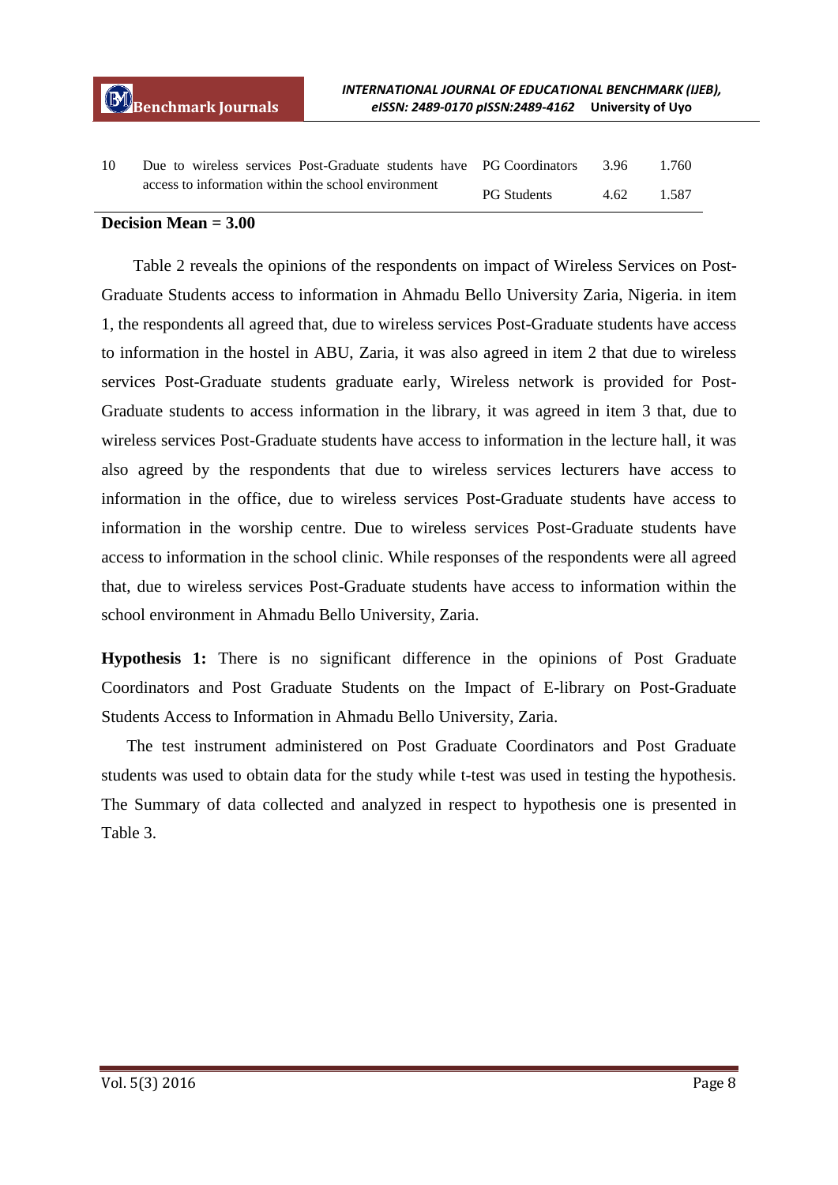| | | | | |
|---|---|---|---|---|
| 10 | Due to wireless services Post-Graduate students have access to information within the school environment | PG Coordinators | 3.96 | 1.760 |
| | | PG Students | 4.62 | 1.587 |

**Decision Mean = 3.00**

Table 2 reveals the opinions of the respondents on impact of Wireless Services on Post-Graduate Students access to information in Ahmadu Bello University Zaria, Nigeria. in item 1, the respondents all agreed that, due to wireless services Post-Graduate students have access to information in the hostel in ABU, Zaria, it was also agreed in item 2 that due to wireless services Post-Graduate students graduate early, Wireless network is provided for Post-Graduate students to access information in the library, it was agreed in item 3 that, due to wireless services Post-Graduate students have access to information in the lecture hall, it was also agreed by the respondents that due to wireless services lecturers have access to information in the office, due to wireless services Post-Graduate students have access to information in the worship centre. Due to wireless services Post-Graduate students have access to information in the school clinic. While responses of the respondents were all agreed that, due to wireless services Post-Graduate students have access to information within the school environment in Ahmadu Bello University, Zaria.

**Hypothesis 1:** There is no significant difference in the opinions of Post Graduate Coordinators and Post Graduate Students on the Impact of E-library on Post-Graduate Students Access to Information in Ahmadu Bello University, Zaria.

The test instrument administered on Post Graduate Coordinators and Post Graduate students was used to obtain data for the study while t-test was used in testing the hypothesis. The Summary of data collected and analyzed in respect to hypothesis one is presented in Table 3.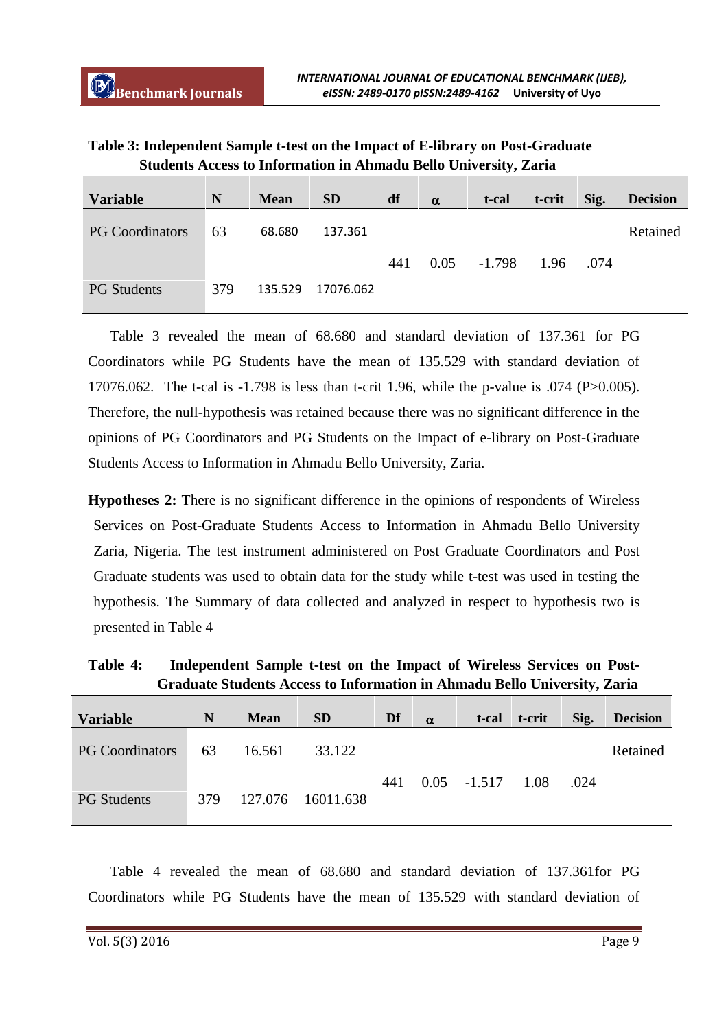**Table 3: Independent Sample t-test on the Impact of E-library on Post-Graduate Students Access to Information in Ahmadu Bello University, Zaria**

| Variable | N | Mean | SD | df | α | t-cal | t-crit | Sig. | Decision |
|---|---|---|---|---|---|---|---|---|---|
| PG Coordinators | 63 | 68.680 | 137.361 | 441 | 0.05 | -1.798 | 1.96 | .074 | Retained |
| PG Students | 379 | 135.529 | 17076.062 | | | | | | |

Table 3 revealed the mean of 68.680 and standard deviation of 137.361 for PG Coordinators while PG Students have the mean of 135.529 with standard deviation of 17076.062. The t-cal is -1.798 is less than t-crit 1.96, while the p-value is .074 (P>0.005). Therefore, the null-hypothesis was retained because there was no significant difference in the opinions of PG Coordinators and PG Students on the Impact of e-library on Post-Graduate Students Access to Information in Ahmadu Bello University, Zaria.

**Hypotheses 2:** There is no significant difference in the opinions of respondents of Wireless Services on Post-Graduate Students Access to Information in Ahmadu Bello University Zaria, Nigeria. The test instrument administered on Post Graduate Coordinators and Post Graduate students was used to obtain data for the study while t-test was used in testing the hypothesis. The Summary of data collected and analyzed in respect to hypothesis two is presented in Table 4

**Table 4: Independent Sample t-test on the Impact of Wireless Services on Post-Graduate Students Access to Information in Ahmadu Bello University, Zaria**

| Variable | N | Mean | SD | Df | α | t-cal | t-crit | Sig. | Decision |
|---|---|---|---|---|---|---|---|---|---|
| PG Coordinators | 63 | 16.561 | 33.122 | 441 | 0.05 | -1.517 | 1.08 | .024 | Retained |
| PG Students | 379 | 127.076 | 16011.638 | | | | | | |

Table 4 revealed the mean of 68.680 and standard deviation of 137.361for PG Coordinators while PG Students have the mean of 135.529 with standard deviation of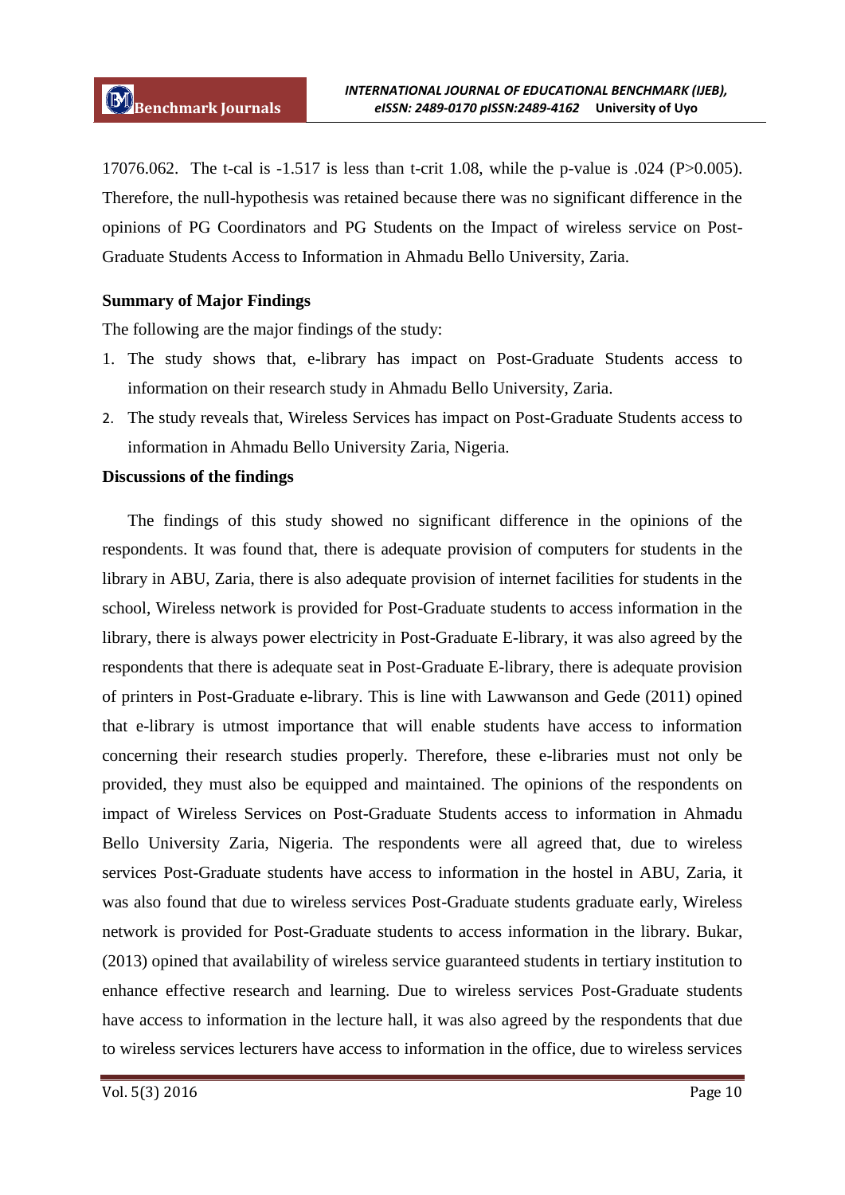17076.062. The t-cal is -1.517 is less than t-crit 1.08, while the p-value is .024 (P>0.005). Therefore, the null-hypothesis was retained because there was no significant difference in the opinions of PG Coordinators and PG Students on the Impact of wireless service on Post-Graduate Students Access to Information in Ahmadu Bello University, Zaria.

**Summary of Major Findings**

The following are the major findings of the study:

1. The study shows that, e-library has impact on Post-Graduate Students access to information on their research study in Ahmadu Bello University, Zaria.
2. The study reveals that, Wireless Services has impact on Post-Graduate Students access to information in Ahmadu Bello University Zaria, Nigeria.

**Discussions of the findings**

The findings of this study showed no significant difference in the opinions of the respondents. It was found that, there is adequate provision of computers for students in the library in ABU, Zaria, there is also adequate provision of internet facilities for students in the school, Wireless network is provided for Post-Graduate students to access information in the library, there is always power electricity in Post-Graduate E-library, it was also agreed by the respondents that there is adequate seat in Post-Graduate E-library, there is adequate provision of printers in Post-Graduate e-library. This is line with Lawwanson and Gede (2011) opined that e-library is utmost importance that will enable students have access to information concerning their research studies properly. Therefore, these e-libraries must not only be provided, they must also be equipped and maintained. The opinions of the respondents on impact of Wireless Services on Post-Graduate Students access to information in Ahmadu Bello University Zaria, Nigeria. The respondents were all agreed that, due to wireless services Post-Graduate students have access to information in the hostel in ABU, Zaria, it was also found that due to wireless services Post-Graduate students graduate early, Wireless network is provided for Post-Graduate students to access information in the library. Bukar, (2013) opined that availability of wireless service guaranteed students in tertiary institution to enhance effective research and learning. Due to wireless services Post-Graduate students have access to information in the lecture hall, it was also agreed by the respondents that due to wireless services lecturers have access to information in the office, due to wireless services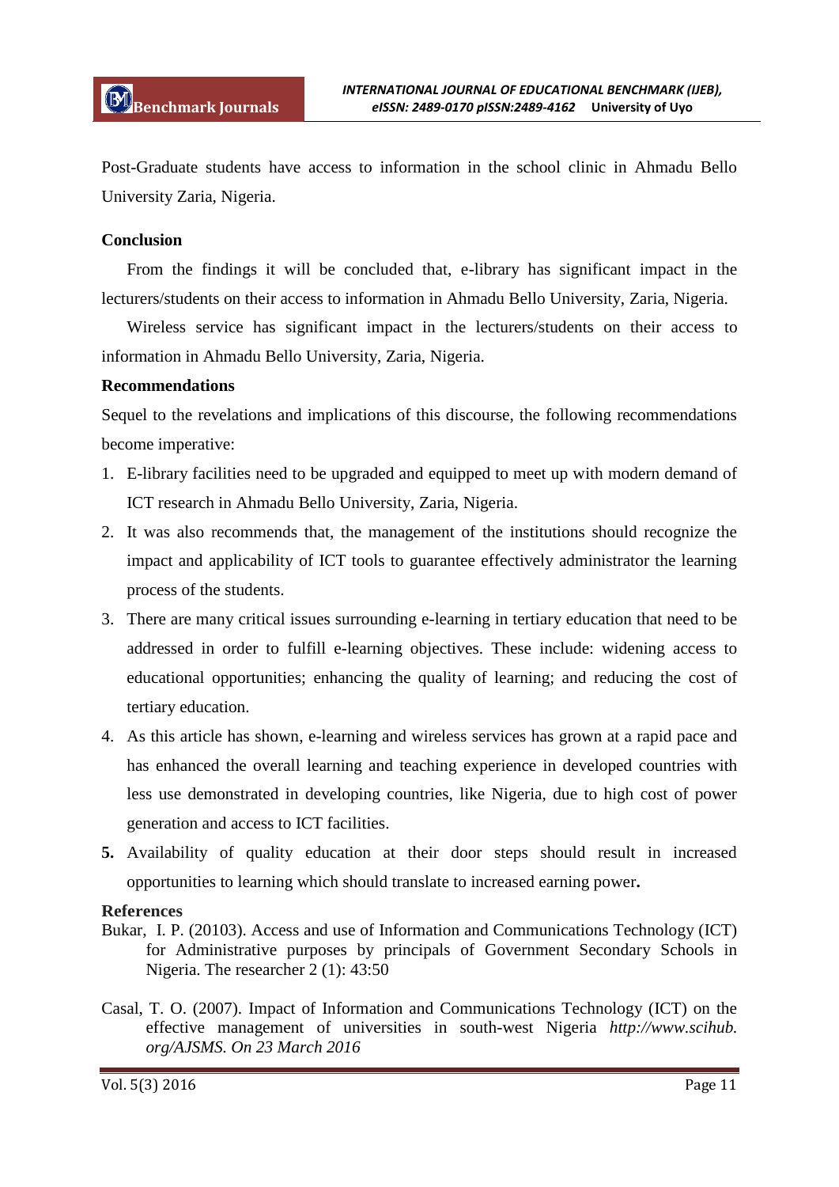Post-Graduate students have access to information in the school clinic in Ahmadu Bello University Zaria, Nigeria.

## Conclusion

From the findings it will be concluded that, e-library has significant impact in the lecturers/students on their access to information in Ahmadu Bello University, Zaria, Nigeria.

Wireless service has significant impact in the lecturers/students on their access to information in Ahmadu Bello University, Zaria, Nigeria.

## Recommendations

Sequel to the revelations and implications of this discourse, the following recommendations become imperative:

1. E-library facilities need to be upgraded and equipped to meet up with modern demand of ICT research in Ahmadu Bello University, Zaria, Nigeria.
2. It was also recommends that, the management of the institutions should recognize the impact and applicability of ICT tools to guarantee effectively administrator the learning process of the students.
3. There are many critical issues surrounding e-learning in tertiary education that need to be addressed in order to fulfill e-learning objectives. These include: widening access to educational opportunities; enhancing the quality of learning; and reducing the cost of tertiary education.
4. As this article has shown, e-learning and wireless services has grown at a rapid pace and has enhanced the overall learning and teaching experience in developed countries with less use demonstrated in developing countries, like Nigeria, due to high cost of power generation and access to ICT facilities.
5. Availability of quality education at their door steps should result in increased opportunities to learning which should translate to increased earning power**.**

## References

Bukar, I. P. (20103). Access and use of Information and Communications Technology (ICT) for Administrative purposes by principals of Government Secondary Schools in Nigeria. The researcher 2 (1): 43:50

Casal, T. O. (2007). Impact of Information and Communications Technology (ICT) on the effective management of universities in south-west Nigeria *http://www.scihub.org/AJSMS. On 23 March 2016*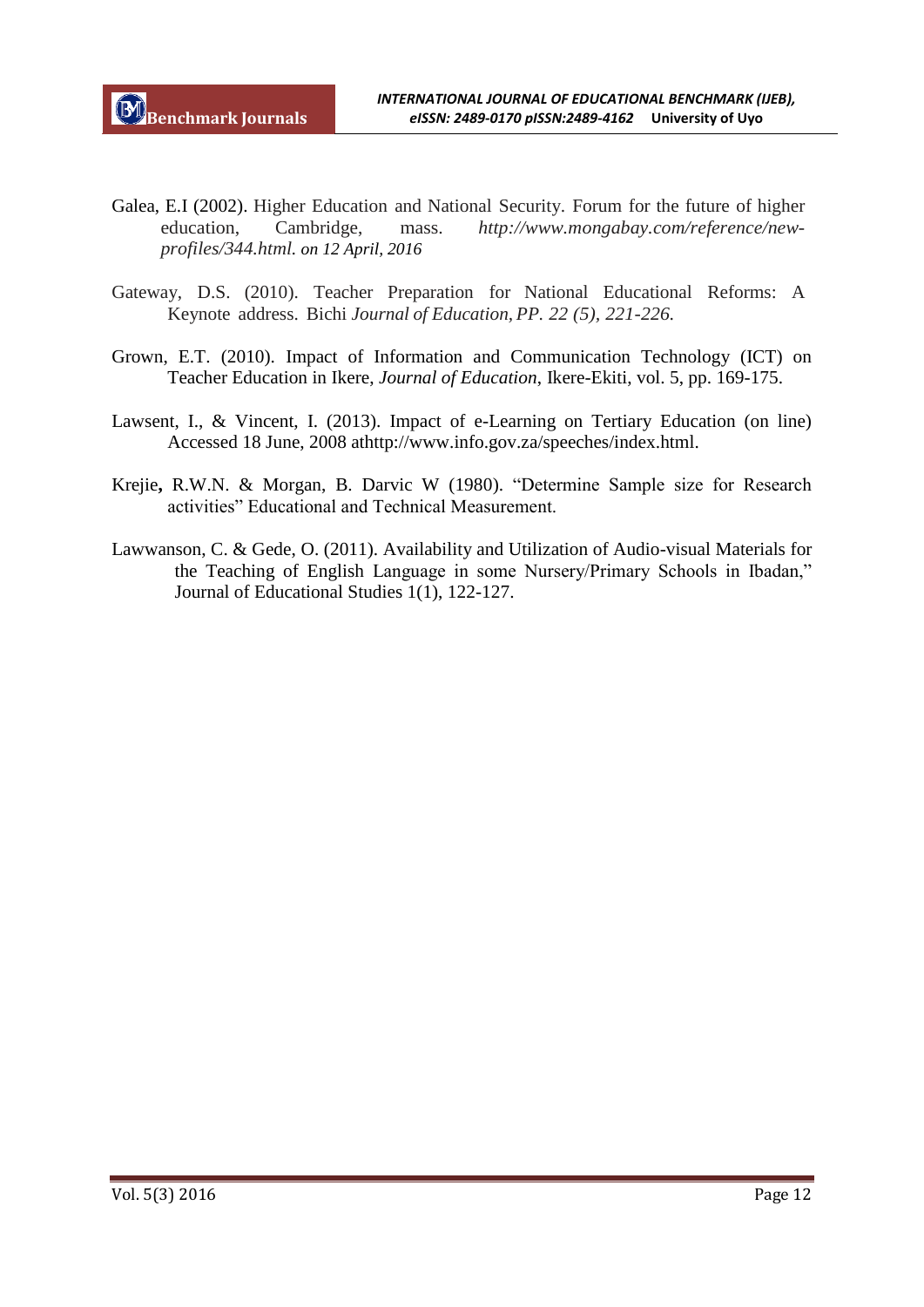Galea, E.I (2002). Higher Education and National Security. Forum for the future of higher education, Cambridge, mass. *http://www.mongabay.com/reference/new-profiles/344.html. on 12 April, 2016*

Gateway, D.S. (2010). Teacher Preparation for National Educational Reforms: A Keynote address. Bichi *Journal of Education, PP. 22 (5), 221-226.*

Grown, E.T. (2010). Impact of Information and Communication Technology (ICT) on Teacher Education in Ikere, *Journal of Education*, Ikere-Ekiti, vol. 5, pp. 169-175.

Lawsent, I., & Vincent, I. (2013). Impact of e-Learning on Tertiary Education (on line) Accessed 18 June, 2008 athttp://www.info.gov.za/speeches/index.html.

Krejie**,** R.W.N. & Morgan, B. Darvic W (1980). "Determine Sample size for Research activities" Educational and Technical Measurement.

Lawwanson, C. & Gede, O. (2011). Availability and Utilization of Audio-visual Materials for the Teaching of English Language in some Nursery/Primary Schools in Ibadan," Journal of Educational Studies 1(1), 122-127.